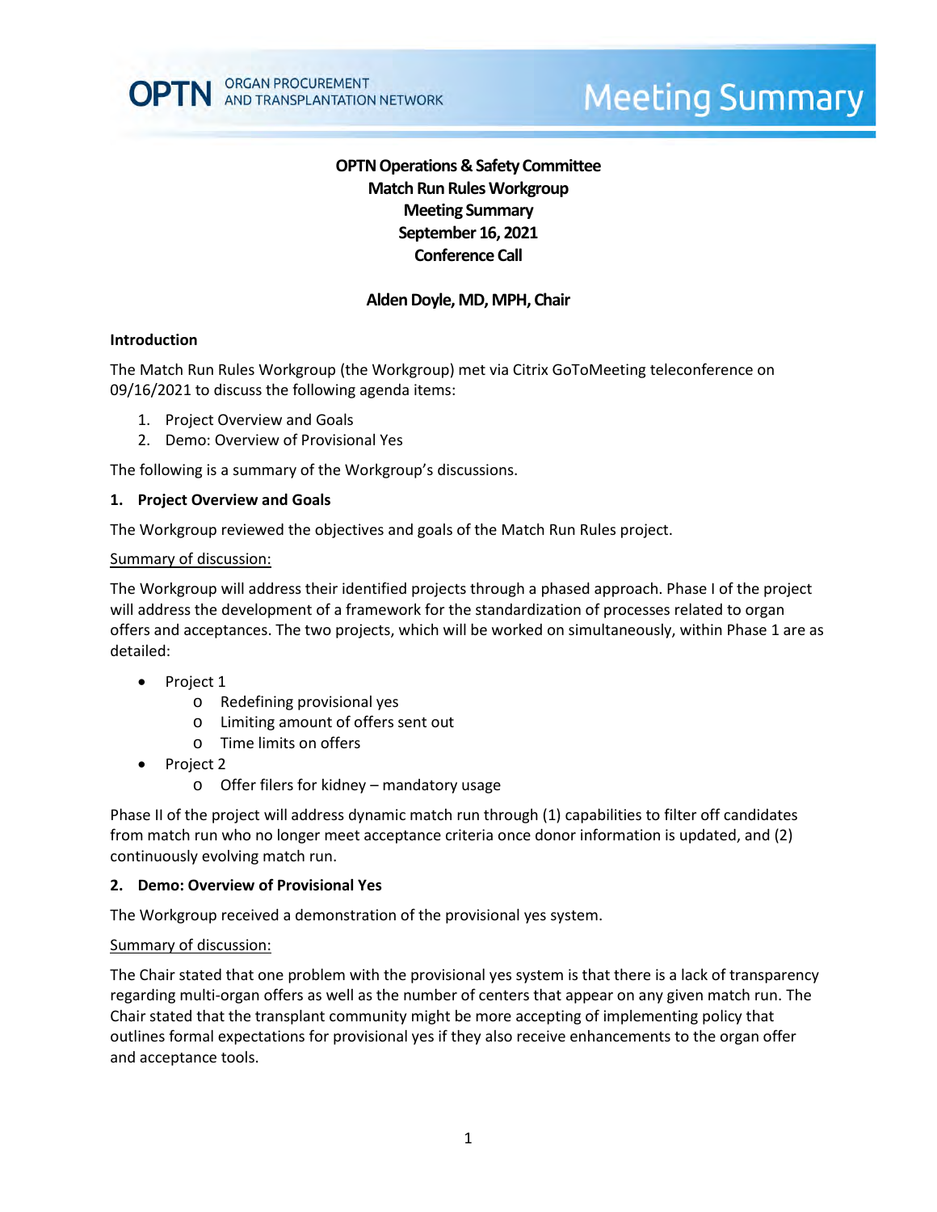OPTN ORGAN PROCUREMENT AND TRANSPLANTATION NETWORK

Meeting Summary

**OPTN Operations & Safety Committee**
**Match Run Rules Workgroup**
**Meeting Summary**
**September 16, 2021**
**Conference Call**

**Alden Doyle, MD, MPH, Chair**

## Introduction

The Match Run Rules Workgroup (the Workgroup) met via Citrix GoToMeeting teleconference on 09/16/2021 to discuss the following agenda items:

1. Project Overview and Goals
2. Demo: Overview of Provisional Yes

The following is a summary of the Workgroup's discussions.

## 1. Project Overview and Goals

The Workgroup reviewed the objectives and goals of the Match Run Rules project.

Summary of discussion:

The Workgroup will address their identified projects through a phased approach. Phase I of the project will address the development of a framework for the standardization of processes related to organ offers and acceptances. The two projects, which will be worked on simultaneously, within Phase 1 are as detailed:

- Project 1
  - Redefining provisional yes
  - Limiting amount of offers sent out
  - Time limits on offers
- Project 2
  - Offer filers for kidney – mandatory usage

Phase II of the project will address dynamic match run through (1) capabilities to filter off candidates from match run who no longer meet acceptance criteria once donor information is updated, and (2) continuously evolving match run.

## 2. Demo: Overview of Provisional Yes

The Workgroup received a demonstration of the provisional yes system.

Summary of discussion:

The Chair stated that one problem with the provisional yes system is that there is a lack of transparency regarding multi-organ offers as well as the number of centers that appear on any given match run. The Chair stated that the transplant community might be more accepting of implementing policy that outlines formal expectations for provisional yes if they also receive enhancements to the organ offer and acceptance tools.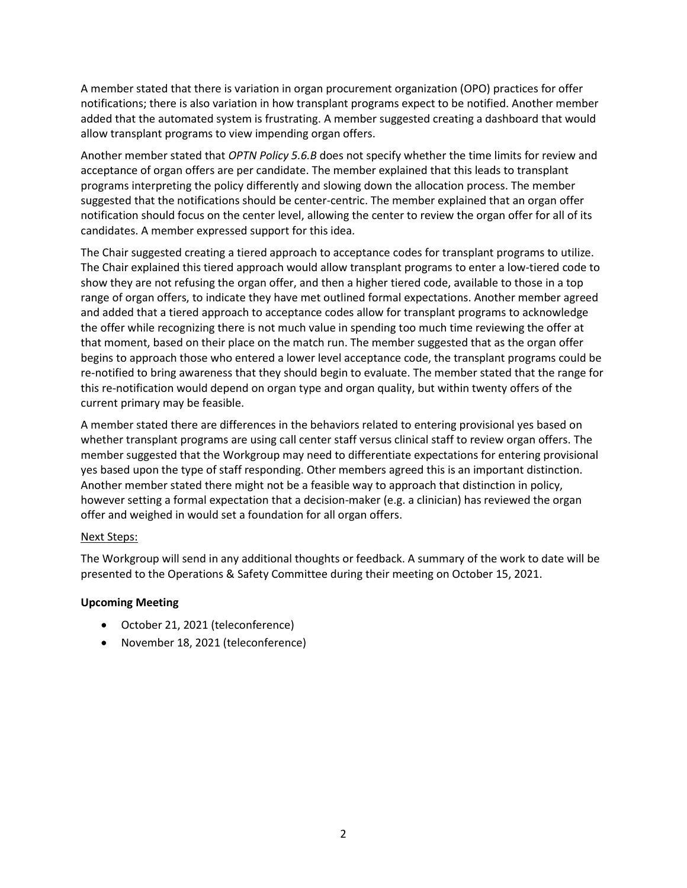A member stated that there is variation in organ procurement organization (OPO) practices for offer notifications; there is also variation in how transplant programs expect to be notified. Another member added that the automated system is frustrating. A member suggested creating a dashboard that would allow transplant programs to view impending organ offers.

Another member stated that *OPTN Policy 5.6.B* does not specify whether the time limits for review and acceptance of organ offers are per candidate. The member explained that this leads to transplant programs interpreting the policy differently and slowing down the allocation process. The member suggested that the notifications should be center-centric. The member explained that an organ offer notification should focus on the center level, allowing the center to review the organ offer for all of its candidates. A member expressed support for this idea.

The Chair suggested creating a tiered approach to acceptance codes for transplant programs to utilize. The Chair explained this tiered approach would allow transplant programs to enter a low-tiered code to show they are not refusing the organ offer, and then a higher tiered code, available to those in a top range of organ offers, to indicate they have met outlined formal expectations. Another member agreed and added that a tiered approach to acceptance codes allow for transplant programs to acknowledge the offer while recognizing there is not much value in spending too much time reviewing the offer at that moment, based on their place on the match run. The member suggested that as the organ offer begins to approach those who entered a lower level acceptance code, the transplant programs could be re-notified to bring awareness that they should begin to evaluate. The member stated that the range for this re-notification would depend on organ type and organ quality, but within twenty offers of the current primary may be feasible.

A member stated there are differences in the behaviors related to entering provisional yes based on whether transplant programs are using call center staff versus clinical staff to review organ offers. The member suggested that the Workgroup may need to differentiate expectations for entering provisional yes based upon the type of staff responding. Other members agreed this is an important distinction. Another member stated there might not be a feasible way to approach that distinction in policy, however setting a formal expectation that a decision-maker (e.g. a clinician) has reviewed the organ offer and weighed in would set a foundation for all organ offers.

Next Steps:

The Workgroup will send in any additional thoughts or feedback. A summary of the work to date will be presented to the Operations & Safety Committee during their meeting on October 15, 2021.

**Upcoming Meeting**

- October 21, 2021 (teleconference)
- November 18, 2021 (teleconference)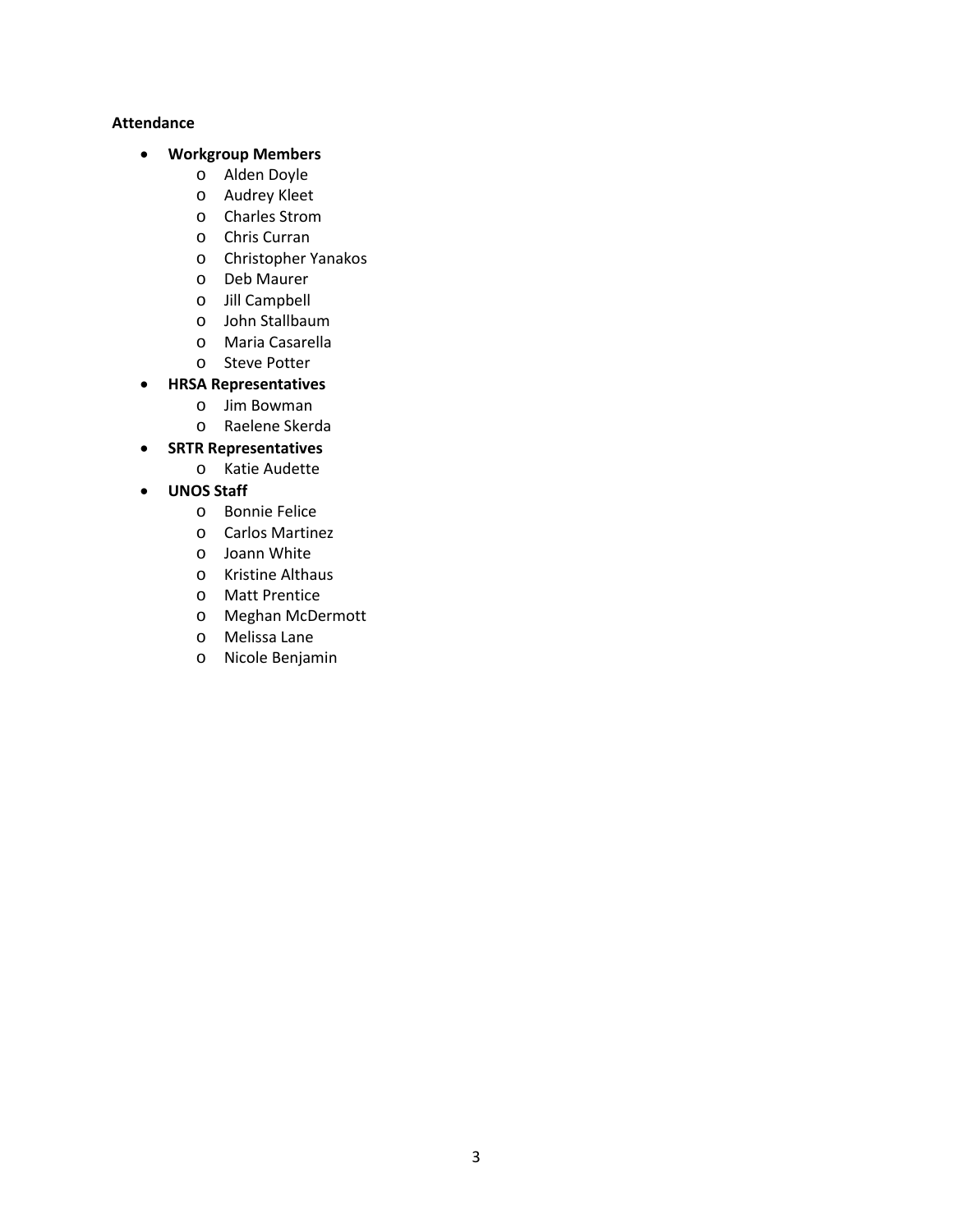**Attendance**

- **Workgroup Members**
  - Alden Doyle
  - Audrey Kleet
  - Charles Strom
  - Chris Curran
  - Christopher Yanakos
  - Deb Maurer
  - Jill Campbell
  - John Stallbaum
  - Maria Casarella
  - Steve Potter
- **HRSA Representatives**
  - Jim Bowman
  - Raelene Skerda
- **SRTR Representatives**
  - Katie Audette
- **UNOS Staff**
  - Bonnie Felice
  - Carlos Martinez
  - Joann White
  - Kristine Althaus
  - Matt Prentice
  - Meghan McDermott
  - Melissa Lane
  - Nicole Benjamin